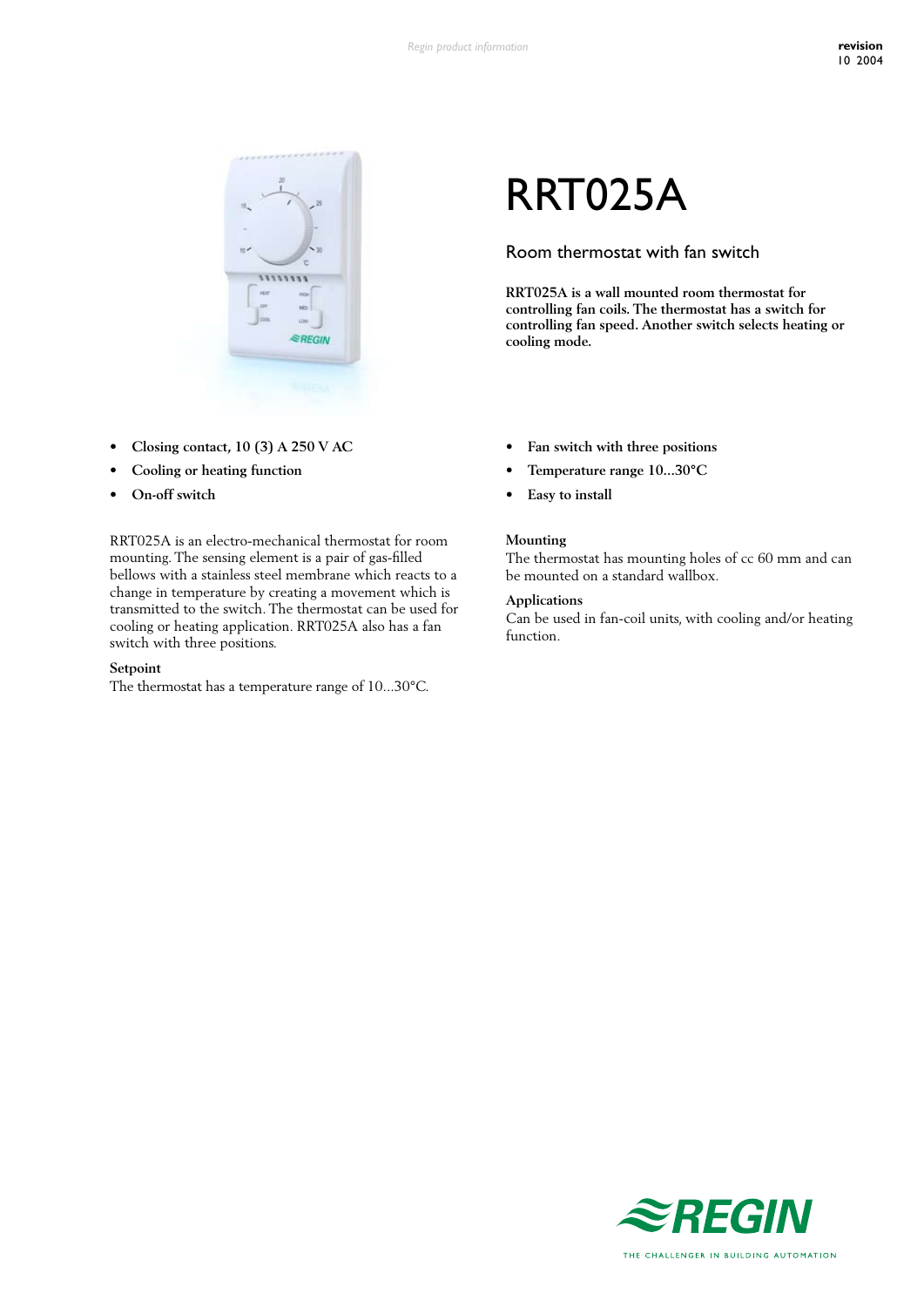# RRT025A

## Room thermostat with fan switch

**RRT025A is a wall mounted room thermostat for controlling fan coils. The thermostat has a switch for controlling fan speed. Another switch selects heating or cooling mode.**

- **Closing contact, 10 (3) A 250 V AC**
- **Cooling or heating function**
- **On-off switch**
- **Fan switch with three positions**
- **Temperature range 10...30°C**
- **Easy to install**

RRT025A is an electro-mechanical thermostat for room mounting. The sensing element is a pair of gas-filled bellows with a stainless steel membrane which reacts to a change in temperature by creating a movement which is transmitted to the switch. The thermostat can be used for cooling or heating application. RRT025A also has a fan switch with three positions.

### Setpoint

The thermostat has a temperature range of 10...30°C.

### Mounting

The thermostat has mounting holes of cc 60 mm and can be mounted on a standard wallbox.

### Applications

Can be used in fan-coil units, with cooling and/or heating function.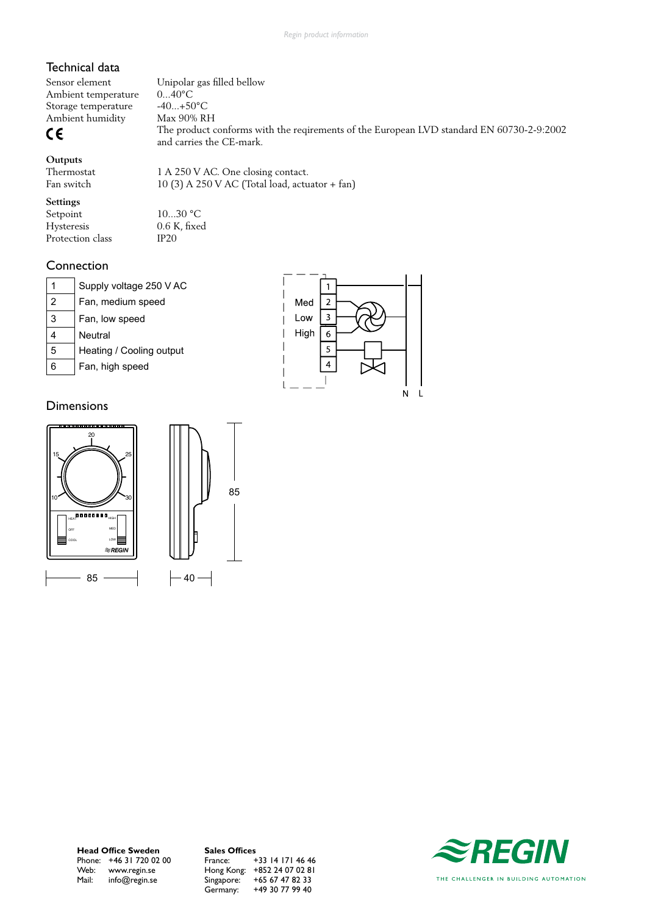## Technical data

| | |
|---|---|
| Sensor element | Unipolar gas filled bellow |
| Ambient temperature | 0...40°C |
| Storage temperature | -40...+50°C |
| Ambient humidity | Max 90% RH |
| CE | The product conforms with the reqirements of the European LVD standard EN 60730-2-9:2002 and carries the CE-mark. |

**Outputs**

| | |
|---|---|
| Thermostat | 1 A 250 V AC. One closing contact. |
| Fan switch | 10 (3) A 250 V AC (Total load, actuator + fan) |

**Settings**

| | |
|---|---|
| Setpoint | 10...30 °C |
| Hysteresis | 0.6 K, fixed |
| Protection class | IP20 |

## Connection

| | |
|---|---|
| 1 | Supply voltage 250 V AC |
| 2 | Fan, medium speed |
| 3 | Fan, low speed |
| 4 | Neutral |
| 5 | Heating / Cooling output |
| 6 | Fan, high speed |

Med
Low
High
1
2
3
6
5
4
N L

## Dimensions

20
15 25
10 30
HEAT OFF COOL
HIGH MED LOW
REGIN
85
85
40

**Head Office Sweden**
Phone: +46 31 720 02 00
Web: www.regin.se
Mail: info@regin.se

**Sales Offices**
France: +33 14 171 46 46
Hong Kong: +852 24 07 02 81
Singapore: +65 67 47 82 33
Germany: +49 30 77 99 40

REGIN
THE CHALLENGER IN BUILDING AUTOMATION